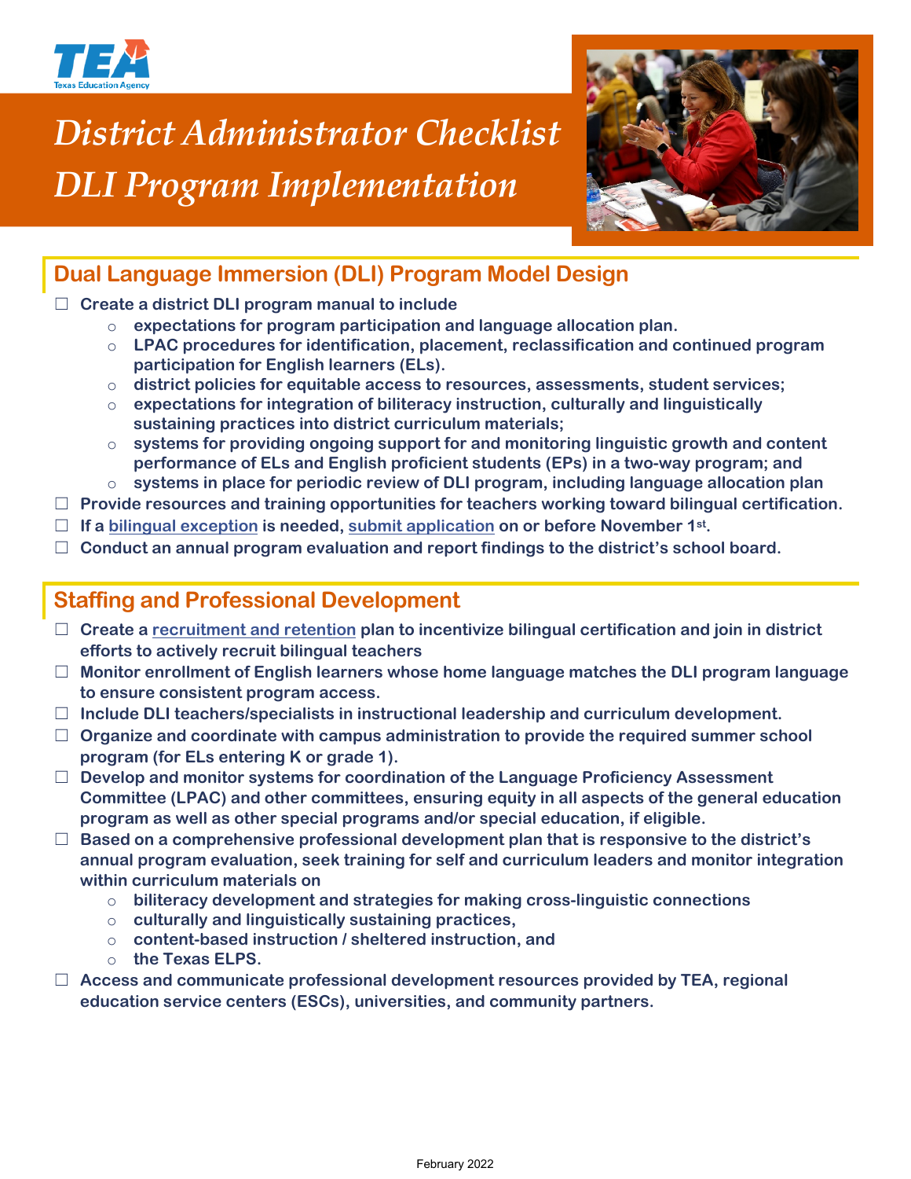# District Administrator Checklist DLI Program Implementation

## Dual Language Immersion (DLI) Program Model Design

- ☐ **Create a district DLI program manual to include**
  - expectations for program participation and language allocation plan.
  - LPAC procedures for identification, placement, reclassification and continued program participation for English learners (ELs).
  - district policies for equitable access to resources, assessments, student services;
  - expectations for integration of biliteracy instruction, culturally and linguistically sustaining practices into district curriculum materials;
  - systems for providing ongoing support for and monitoring linguistic growth and content performance of ELs and English proficient students (EPs) in a two-way program; and
  - systems in place for periodic review of DLI program, including language allocation plan
- ☐ **Provide resources and training opportunities for teachers working toward bilingual certification.**
- ☐ **If a bilingual exception is needed, submit application on or before November 1st.**
- ☐ **Conduct an annual program evaluation and report findings to the district's school board.**

## Staffing and Professional Development

- ☐ **Create a recruitment and retention plan to incentivize bilingual certification and join in district efforts to actively recruit bilingual teachers**
- ☐ **Monitor enrollment of English learners whose home language matches the DLI program language to ensure consistent program access.**
- ☐ **Include DLI teachers/specialists in instructional leadership and curriculum development.**
- ☐ **Organize and coordinate with campus administration to provide the required summer school program (for ELs entering K or grade 1).**
- ☐ **Develop and monitor systems for coordination of the Language Proficiency Assessment Committee (LPAC) and other committees, ensuring equity in all aspects of the general education program as well as other special programs and/or special education, if eligible.**
- ☐ **Based on a comprehensive professional development plan that is responsive to the district's annual program evaluation, seek training for self and curriculum leaders and monitor integration within curriculum materials on**
  - biliteracy development and strategies for making cross-linguistic connections
  - culturally and linguistically sustaining practices,
  - content-based instruction / sheltered instruction, and
  - the Texas ELPS.
- ☐ **Access and communicate professional development resources provided by TEA, regional education service centers (ESCs), universities, and community partners.**

February 2022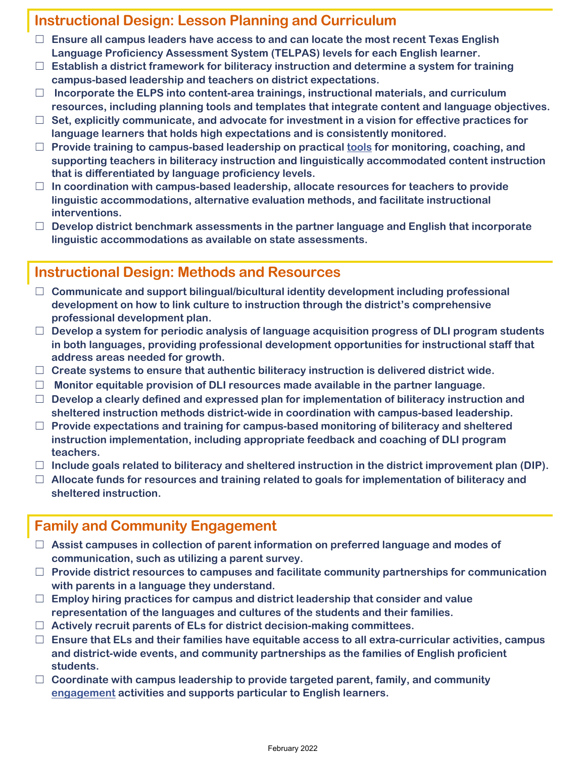## Instructional Design: Lesson Planning and Curriculum

- ☐ **Ensure all campus leaders have access to and can locate the most recent Texas English Language Proficiency Assessment System (TELPAS) levels for each English learner.**
- ☐ **Establish a district framework for biliteracy instruction and determine a system for training campus-based leadership and teachers on district expectations.**
- ☐ **Incorporate the ELPS into content-area trainings, instructional materials, and curriculum resources, including planning tools and templates that integrate content and language objectives.**
- ☐ **Set, explicitly communicate, and advocate for investment in a vision for effective practices for language learners that holds high expectations and is consistently monitored.**
- ☐ **Provide training to campus-based leadership on practical tools for monitoring, coaching, and supporting teachers in biliteracy instruction and linguistically accommodated content instruction that is differentiated by language proficiency levels.**
- ☐ **In coordination with campus-based leadership, allocate resources for teachers to provide linguistic accommodations, alternative evaluation methods, and facilitate instructional interventions.**
- ☐ **Develop district benchmark assessments in the partner language and English that incorporate linguistic accommodations as available on state assessments.**

## Instructional Design: Methods and Resources

- ☐ **Communicate and support bilingual/bicultural identity development including professional development on how to link culture to instruction through the district's comprehensive professional development plan.**
- ☐ **Develop a system for periodic analysis of language acquisition progress of DLI program students in both languages, providing professional development opportunities for instructional staff that address areas needed for growth.**
- ☐ **Create systems to ensure that authentic biliteracy instruction is delivered district wide.**
- ☐ **Monitor equitable provision of DLI resources made available in the partner language.**
- ☐ **Develop a clearly defined and expressed plan for implementation of biliteracy instruction and sheltered instruction methods district-wide in coordination with campus-based leadership.**
- ☐ **Provide expectations and training for campus-based monitoring of biliteracy and sheltered instruction implementation, including appropriate feedback and coaching of DLI program teachers.**
- ☐ **Include goals related to biliteracy and sheltered instruction in the district improvement plan (DIP).**
- ☐ **Allocate funds for resources and training related to goals for implementation of biliteracy and sheltered instruction.**

## Family and Community Engagement

- ☐ **Assist campuses in collection of parent information on preferred language and modes of communication, such as utilizing a parent survey.**
- ☐ **Provide district resources to campuses and facilitate community partnerships for communication with parents in a language they understand.**
- ☐ **Employ hiring practices for campus and district leadership that consider and value representation of the languages and cultures of the students and their families.**
- ☐ **Actively recruit parents of ELs for district decision-making committees.**
- ☐ **Ensure that ELs and their families have equitable access to all extra-curricular activities, campus and district-wide events, and community partnerships as the families of English proficient students.**
- ☐ **Coordinate with campus leadership to provide targeted parent, family, and community engagement activities and supports particular to English learners.**

February 2022